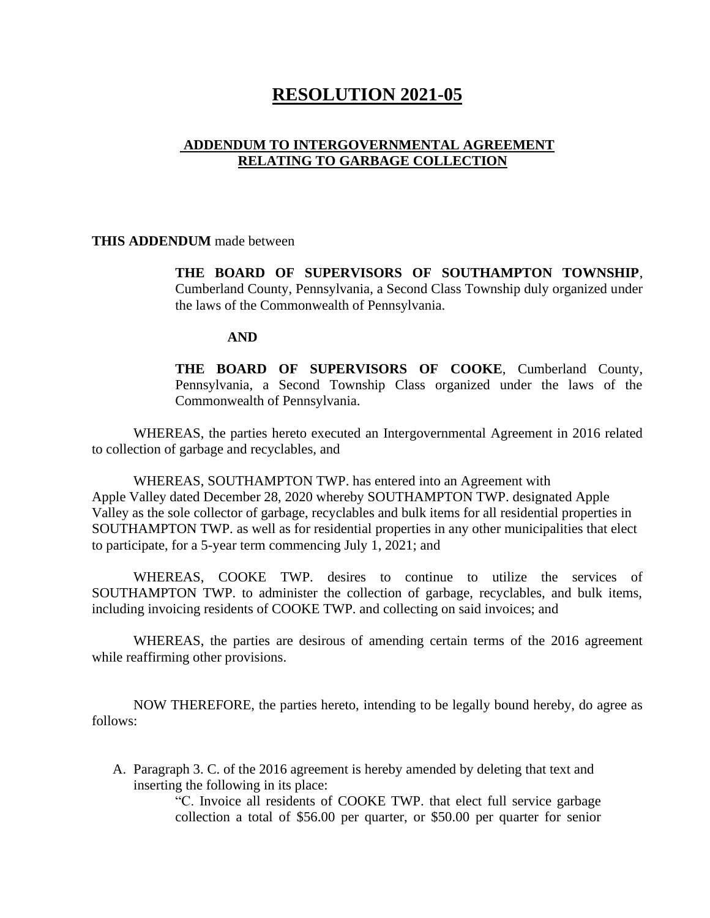# RESOLUTION 2021-05

## ADDENDUM TO INTERGOVERNMENTAL AGREEMENT RELATING TO GARBAGE COLLECTION

**THIS ADDENDUM** made between

> **THE BOARD OF SUPERVISORS OF SOUTHAMPTON TOWNSHIP**, Cumberland County, Pennsylvania, a Second Class Township duly organized under the laws of the Commonwealth of Pennsylvania.
>
> **AND**
>
> **THE BOARD OF SUPERVISORS OF COOKE**, Cumberland County, Pennsylvania, a Second Township Class organized under the laws of the Commonwealth of Pennsylvania.

WHEREAS, the parties hereto executed an Intergovernmental Agreement in 2016 related to collection of garbage and recyclables, and

WHEREAS, SOUTHAMPTON TWP. has entered into an Agreement with Apple Valley dated December 28, 2020 whereby SOUTHAMPTON TWP. designated Apple Valley as the sole collector of garbage, recyclables and bulk items for all residential properties in SOUTHAMPTON TWP. as well as for residential properties in any other municipalities that elect to participate, for a 5-year term commencing July 1, 2021; and

WHEREAS, COOKE TWP. desires to continue to utilize the services of SOUTHAMPTON TWP. to administer the collection of garbage, recyclables, and bulk items, including invoicing residents of COOKE TWP. and collecting on said invoices; and

WHEREAS, the parties are desirous of amending certain terms of the 2016 agreement while reaffirming other provisions.

NOW THEREFORE, the parties hereto, intending to be legally bound hereby, do agree as follows:

A. Paragraph 3. C. of the 2016 agreement is hereby amended by deleting that text and inserting the following in its place:

> "C. Invoice all residents of COOKE TWP. that elect full service garbage collection a total of $56.00 per quarter, or $50.00 per quarter for senior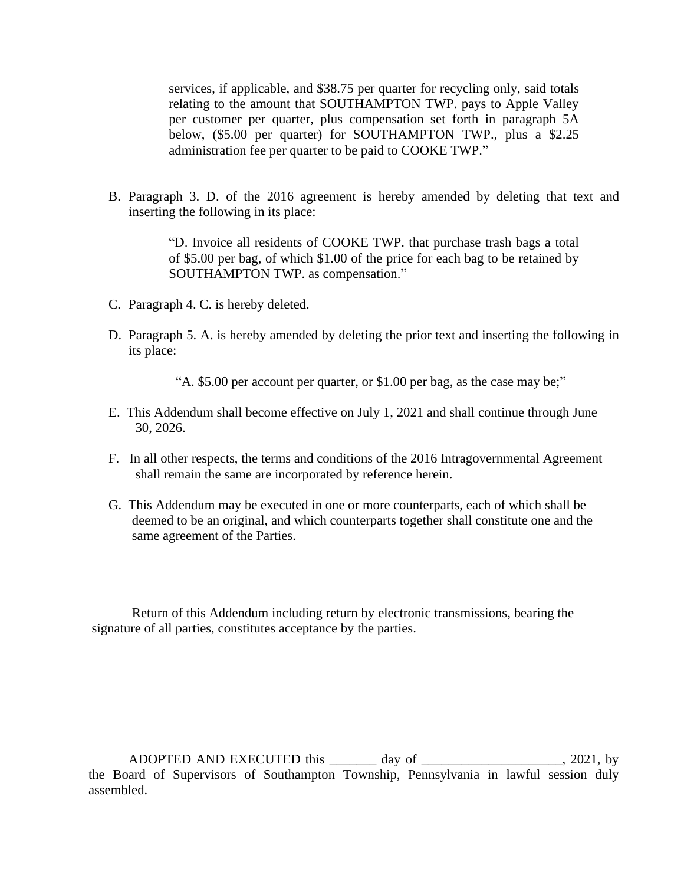services, if applicable, and $38.75 per quarter for recycling only, said totals relating to the amount that SOUTHAMPTON TWP. pays to Apple Valley per customer per quarter, plus compensation set forth in paragraph 5A below, ($5.00 per quarter) for SOUTHAMPTON TWP., plus a $2.25 administration fee per quarter to be paid to COOKE TWP."

B. Paragraph 3. D. of the 2016 agreement is hereby amended by deleting that text and inserting the following in its place:

> "D. Invoice all residents of COOKE TWP. that purchase trash bags a total of $5.00 per bag, of which $1.00 of the price for each bag to be retained by SOUTHAMPTON TWP. as compensation."

C. Paragraph 4. C. is hereby deleted.

D. Paragraph 5. A. is hereby amended by deleting the prior text and inserting the following in its place:

> "A. $5.00 per account per quarter, or $1.00 per bag, as the case may be;"

E. This Addendum shall become effective on July 1, 2021 and shall continue through June 30, 2026.

F. In all other respects, the terms and conditions of the 2016 Intragovernmental Agreement shall remain the same are incorporated by reference herein.

G. This Addendum may be executed in one or more counterparts, each of which shall be deemed to be an original, and which counterparts together shall constitute one and the same agreement of the Parties.

Return of this Addendum including return by electronic transmissions, bearing the signature of all parties, constitutes acceptance by the parties.

ADOPTED AND EXECUTED this _______ day of _____________________, 2021, by the Board of Supervisors of Southampton Township, Pennsylvania in lawful session duly assembled.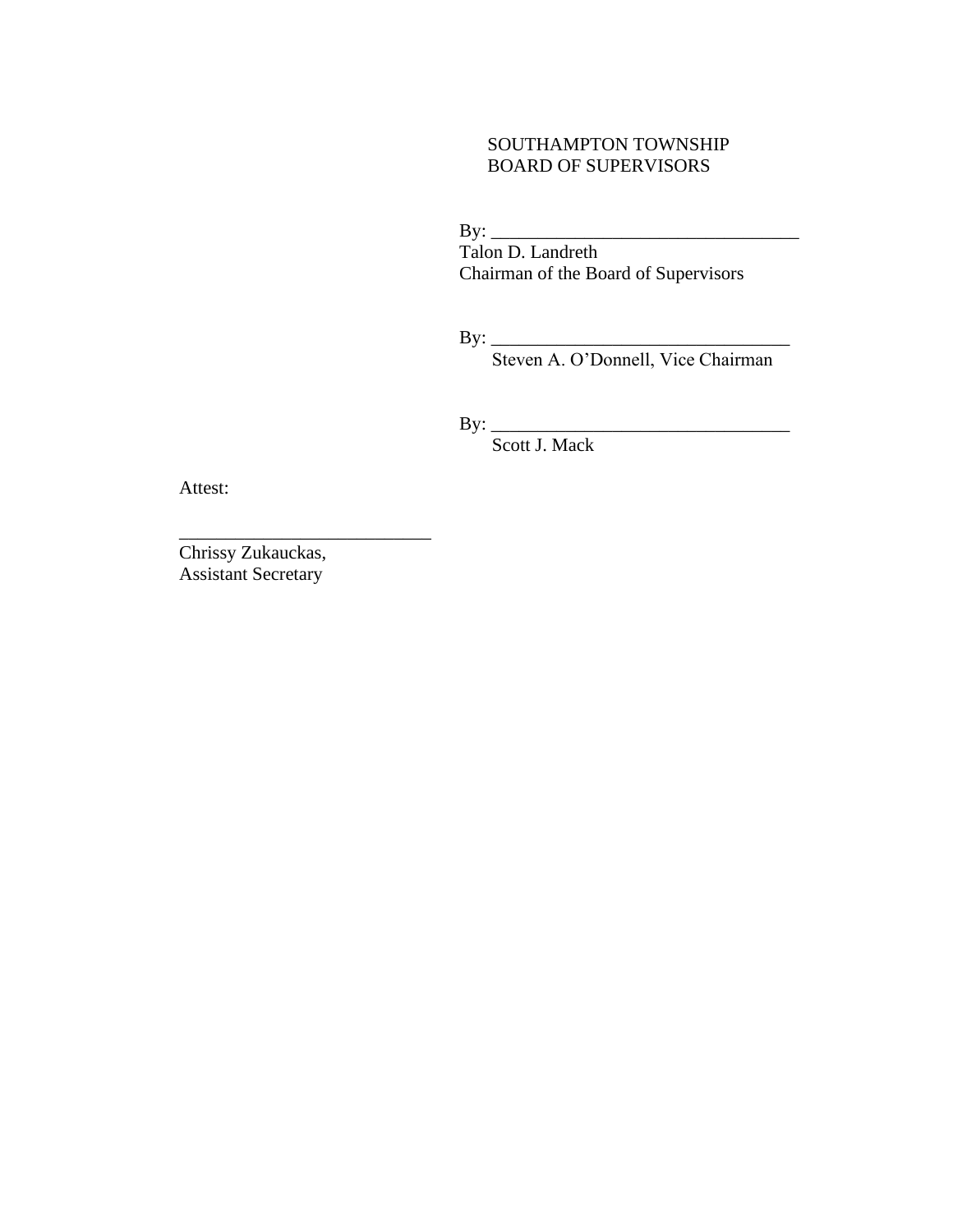SOUTHAMPTON TOWNSHIP
BOARD OF SUPERVISORS

By: _________________________________
Talon D. Landreth
Chairman of the Board of Supervisors

By: ________________________________
Steven A. O'Donnell, Vice Chairman

By: ________________________________
Scott J. Mack

Attest:

___________________________
Chrissy Zukauckas,
Assistant Secretary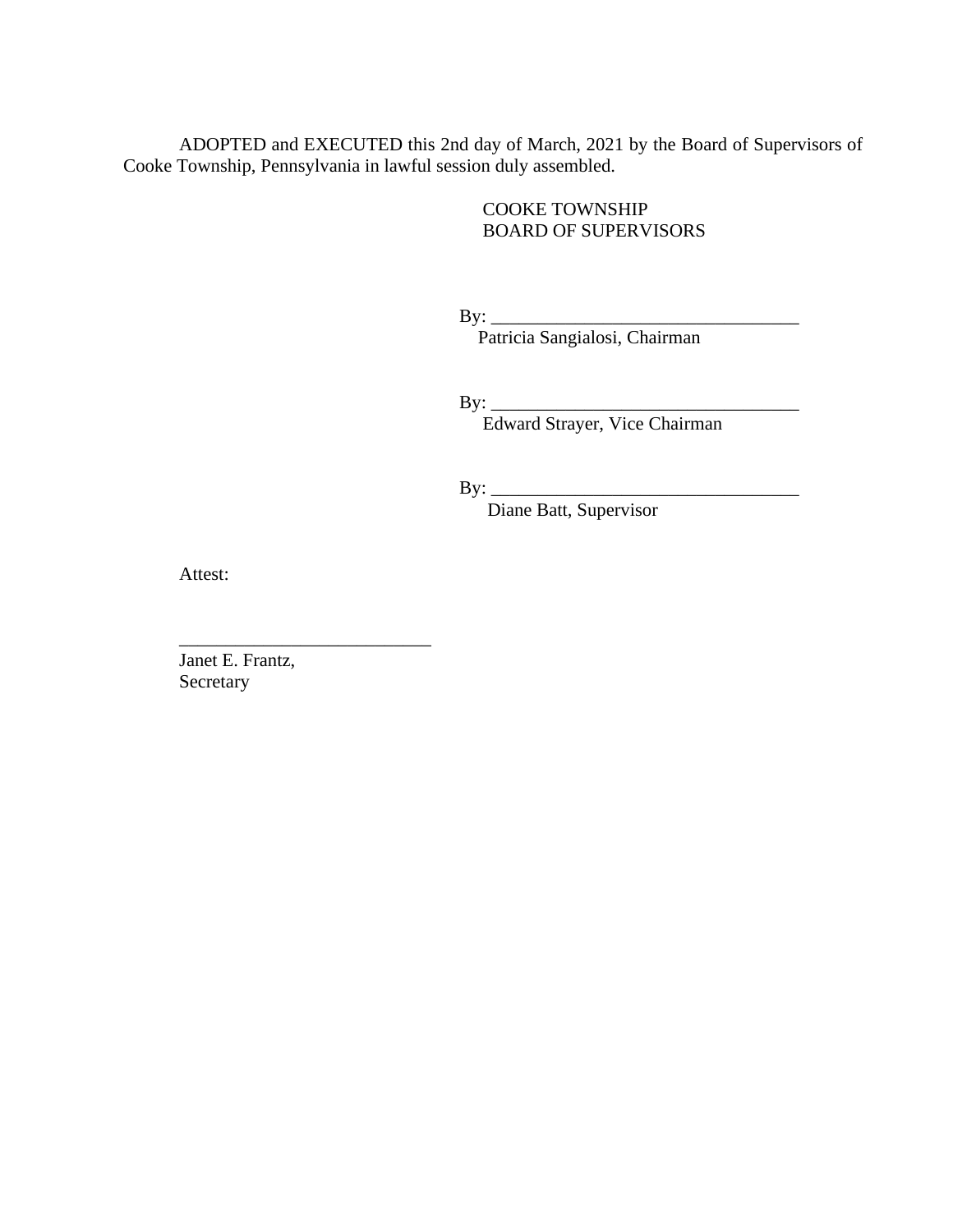ADOPTED and EXECUTED this 2nd day of March, 2021 by the Board of Supervisors of Cooke Township, Pennsylvania in lawful session duly assembled.

COOKE TOWNSHIP
BOARD OF SUPERVISORS

By: ___________________________________
Patricia Sangialosi, Chairman

By: ___________________________________
Edward Strayer, Vice Chairman

By: ___________________________________
Diane Batt, Supervisor

Attest:

___________________________
Janet E. Frantz,
Secretary